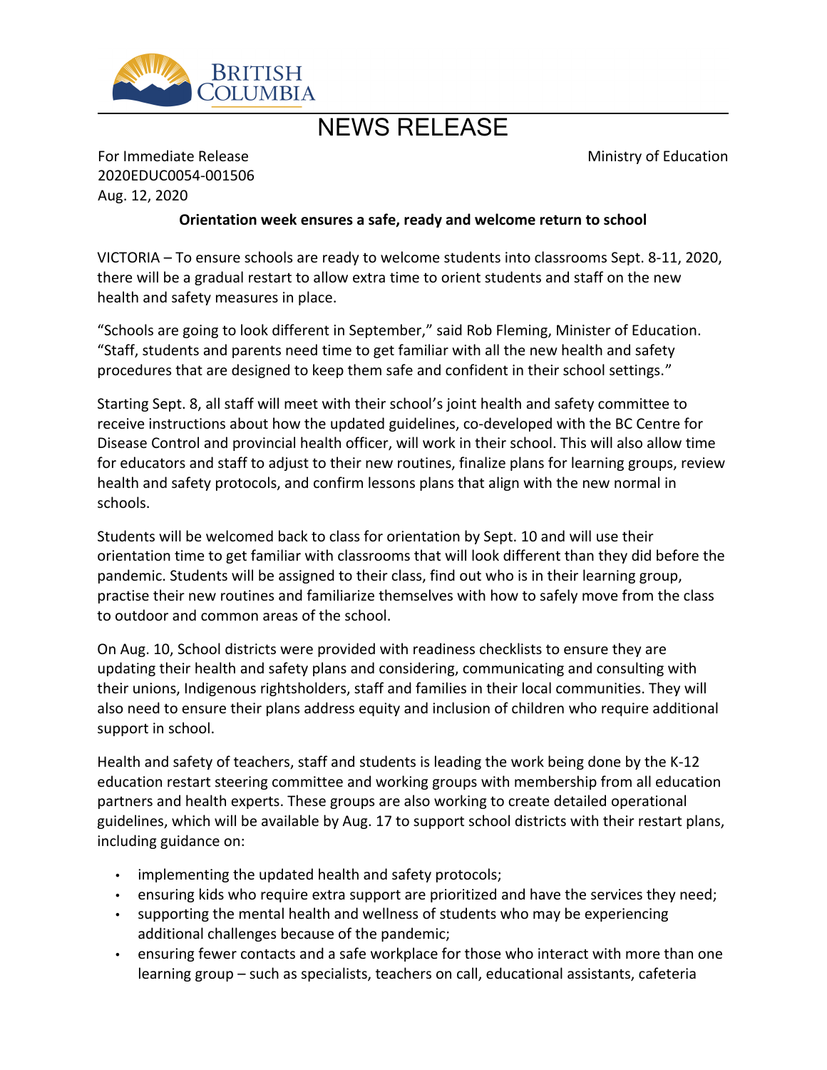BRITISH COLUMBIA

# NEWS RELEASE

For Immediate Release
2020EDUC0054-001506
Aug. 12, 2020

Ministry of Education

**Orientation week ensures a safe, ready and welcome return to school**

VICTORIA – To ensure schools are ready to welcome students into classrooms Sept. 8-11, 2020, there will be a gradual restart to allow extra time to orient students and staff on the new health and safety measures in place.

"Schools are going to look different in September," said Rob Fleming, Minister of Education. "Staff, students and parents need time to get familiar with all the new health and safety procedures that are designed to keep them safe and confident in their school settings."

Starting Sept. 8, all staff will meet with their school's joint health and safety committee to receive instructions about how the updated guidelines, co-developed with the BC Centre for Disease Control and provincial health officer, will work in their school. This will also allow time for educators and staff to adjust to their new routines, finalize plans for learning groups, review health and safety protocols, and confirm lessons plans that align with the new normal in schools.

Students will be welcomed back to class for orientation by Sept. 10 and will use their orientation time to get familiar with classrooms that will look different than they did before the pandemic. Students will be assigned to their class, find out who is in their learning group, practise their new routines and familiarize themselves with how to safely move from the class to outdoor and common areas of the school.

On Aug. 10, School districts were provided with readiness checklists to ensure they are updating their health and safety plans and considering, communicating and consulting with their unions, Indigenous rightsholders, staff and families in their local communities. They will also need to ensure their plans address equity and inclusion of children who require additional support in school.

Health and safety of teachers, staff and students is leading the work being done by the K-12 education restart steering committee and working groups with membership from all education partners and health experts. These groups are also working to create detailed operational guidelines, which will be available by Aug. 17 to support school districts with their restart plans, including guidance on:

- implementing the updated health and safety protocols;
- ensuring kids who require extra support are prioritized and have the services they need;
- supporting the mental health and wellness of students who may be experiencing additional challenges because of the pandemic;
- ensuring fewer contacts and a safe workplace for those who interact with more than one learning group – such as specialists, teachers on call, educational assistants, cafeteria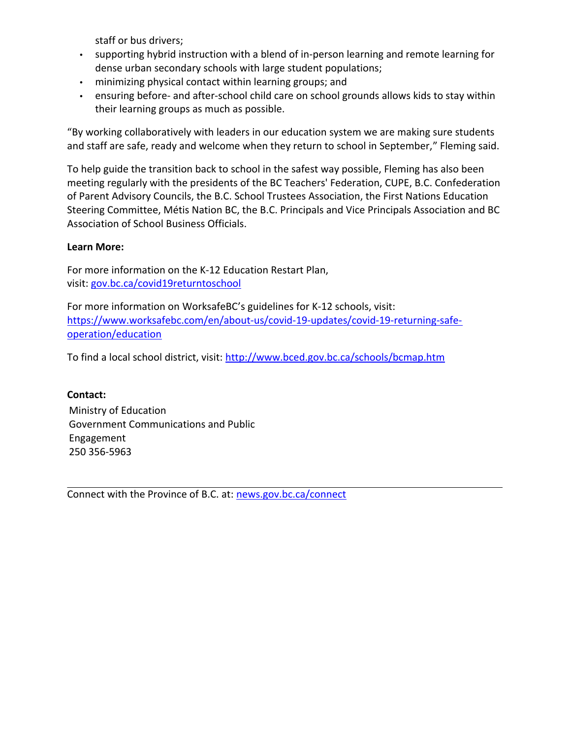staff or bus drivers;

- supporting hybrid instruction with a blend of in-person learning and remote learning for dense urban secondary schools with large student populations;
- minimizing physical contact within learning groups; and
- ensuring before- and after-school child care on school grounds allows kids to stay within their learning groups as much as possible.

"By working collaboratively with leaders in our education system we are making sure students and staff are safe, ready and welcome when they return to school in September," Fleming said.

To help guide the transition back to school in the safest way possible, Fleming has also been meeting regularly with the presidents of the BC Teachers' Federation, CUPE, B.C. Confederation of Parent Advisory Councils, the B.C. School Trustees Association, the First Nations Education Steering Committee, Métis Nation BC, the B.C. Principals and Vice Principals Association and BC Association of School Business Officials.

**Learn More:**

For more information on the K-12 Education Restart Plan, visit: [gov.bc.ca/covid19returntoschool](gov.bc.ca/covid19returntoschool)

For more information on WorksafeBC's guidelines for K-12 schools, visit: [https://www.worksafebc.com/en/about-us/covid-19-updates/covid-19-returning-safe-operation/education](https://www.worksafebc.com/en/about-us/covid-19-updates/covid-19-returning-safe-operation/education)

To find a local school district, visit: [http://www.bced.gov.bc.ca/schools/bcmap.htm](http://www.bced.gov.bc.ca/schools/bcmap.htm)

**Contact:**

Ministry of Education
Government Communications and Public Engagement
250 356-5963

---

Connect with the Province of B.C. at: [news.gov.bc.ca/connect](news.gov.bc.ca/connect)